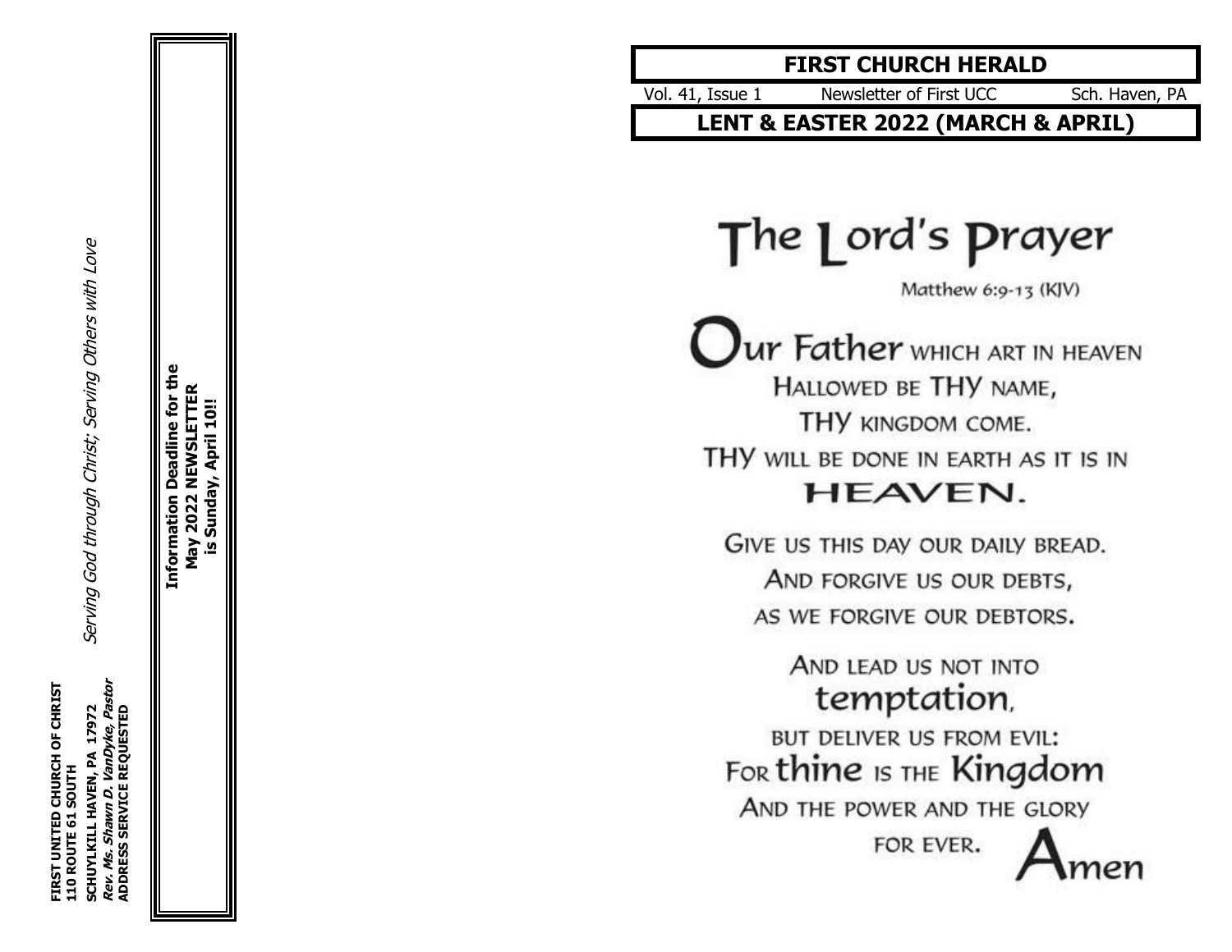FIRST UNITED CHURCH OF CHRIST
110 ROUTE 61 SOUTH
SCHUYLKILL HAVEN, PA 17972
*Rev. Ms. Shawn D. VanDyke, Pastor*
ADDRESS SERVICE REQUESTED

*Serving God through Christ; Serving Others with Love*

**Information Deadline for the May 2022 NEWSLETTER is Sunday, April 10!!**

# FIRST CHURCH HERALD

Vol. 41, Issue 1 | Newsletter of First UCC | Sch. Haven, PA

## LENT & EASTER 2022 (MARCH & APRIL)

# The Lord's Prayer

Matthew 6:9-13 (KJV)

Our Father which art in heaven
Hallowed be thy name,
Thy kingdom come.
Thy will be done in earth as it is in
heaven.

Give us this day our daily bread.
And forgive us our debts,
as we forgive our debtors.

And lead us not into
temptation,
but deliver us from evil:
For thine is the Kingdom
and the power and the glory
for ever. Amen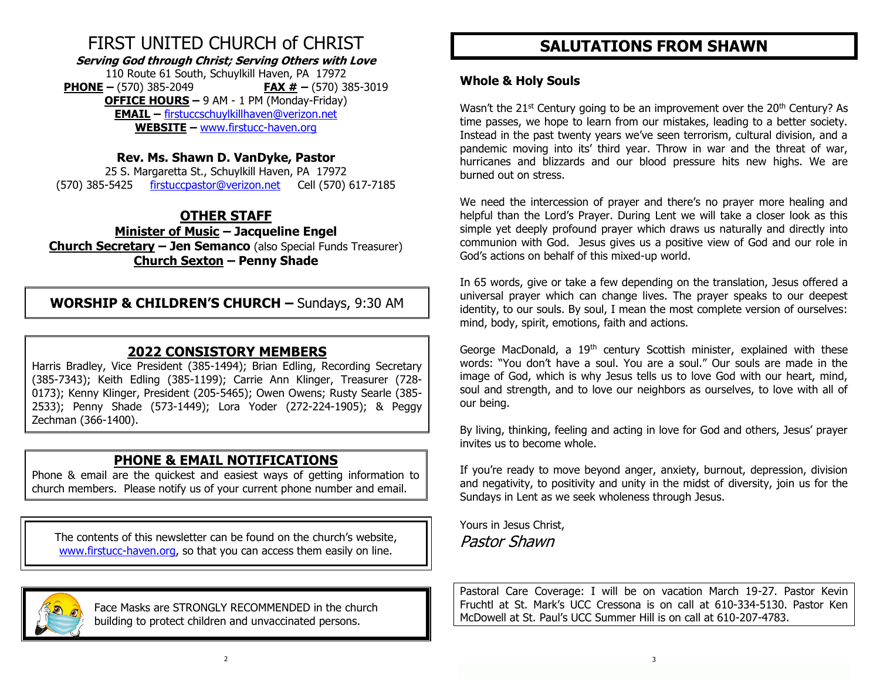# FIRST UNITED CHURCH of CHRIST

***Serving God through Christ; Serving Others with Love***

110 Route 61 South, Schuylkill Haven, PA 17972

**PHONE –** (570) 385-2049 **FAX # –** (570) 385-3019

**OFFICE HOURS –** 9 AM - 1 PM (Monday-Friday)

**EMAIL –** firstuccschuylkillhaven@verizon.net

**WEBSITE –** www.firstucc-haven.org

**Rev. Ms. Shawn D. VanDyke, Pastor**

25 S. Margaretta St., Schuylkill Haven, PA 17972

(570) 385-5425 firstuccpastor@verizon.net Cell (570) 617-7185

## OTHER STAFF

**Minister of Music – Jacqueline Engel**

**Church Secretary – Jen Semanco** (also Special Funds Treasurer)

**Church Sexton – Penny Shade**

**WORSHIP & CHILDREN'S CHURCH –** Sundays, 9:30 AM

## 2022 CONSISTORY MEMBERS

Harris Bradley, Vice President (385-1494); Brian Edling, Recording Secretary (385-7343); Keith Edling (385-1199); Carrie Ann Klinger, Treasurer (728-0173); Kenny Klinger, President (205-5465); Owen Owens; Rusty Searle (385-2533); Penny Shade (573-1449); Lora Yoder (272-224-1905); & Peggy Zechman (366-1400).

## PHONE & EMAIL NOTIFICATIONS

Phone & email are the quickest and easiest ways of getting information to church members. Please notify us of your current phone number and email.

The contents of this newsletter can be found on the church's website, www.firstucc-haven.org, so that you can access them easily on line.

Face Masks are STRONGLY RECOMMENDED in the church building to protect children and unvaccinated persons.

# SALUTATIONS FROM SHAWN

### Whole & Holy Souls

Wasn't the 21st Century going to be an improvement over the 20th Century? As time passes, we hope to learn from our mistakes, leading to a better society. Instead in the past twenty years we've seen terrorism, cultural division, and a pandemic moving into its' third year. Throw in war and the threat of war, hurricanes and blizzards and our blood pressure hits new highs. We are burned out on stress.

We need the intercession of prayer and there's no prayer more healing and helpful than the Lord's Prayer. During Lent we will take a closer look as this simple yet deeply profound prayer which draws us naturally and directly into communion with God. Jesus gives us a positive view of God and our role in God's actions on behalf of this mixed-up world.

In 65 words, give or take a few depending on the translation, Jesus offered a universal prayer which can change lives. The prayer speaks to our deepest identity, to our souls. By soul, I mean the most complete version of ourselves: mind, body, spirit, emotions, faith and actions.

George MacDonald, a 19th century Scottish minister, explained with these words: "You don't have a soul. You are a soul." Our souls are made in the image of God, which is why Jesus tells us to love God with our heart, mind, soul and strength, and to love our neighbors as ourselves, to love with all of our being.

By living, thinking, feeling and acting in love for God and others, Jesus' prayer invites us to become whole.

If you're ready to move beyond anger, anxiety, burnout, depression, division and negativity, to positivity and unity in the midst of diversity, join us for the Sundays in Lent as we seek wholeness through Jesus.

Yours in Jesus Christ,

*Pastor Shawn*

Pastoral Care Coverage: I will be on vacation March 19-27. Pastor Kevin Fruchtl at St. Mark's UCC Cressona is on call at 610-334-5130. Pastor Ken McDowell at St. Paul's UCC Summer Hill is on call at 610-207-4783.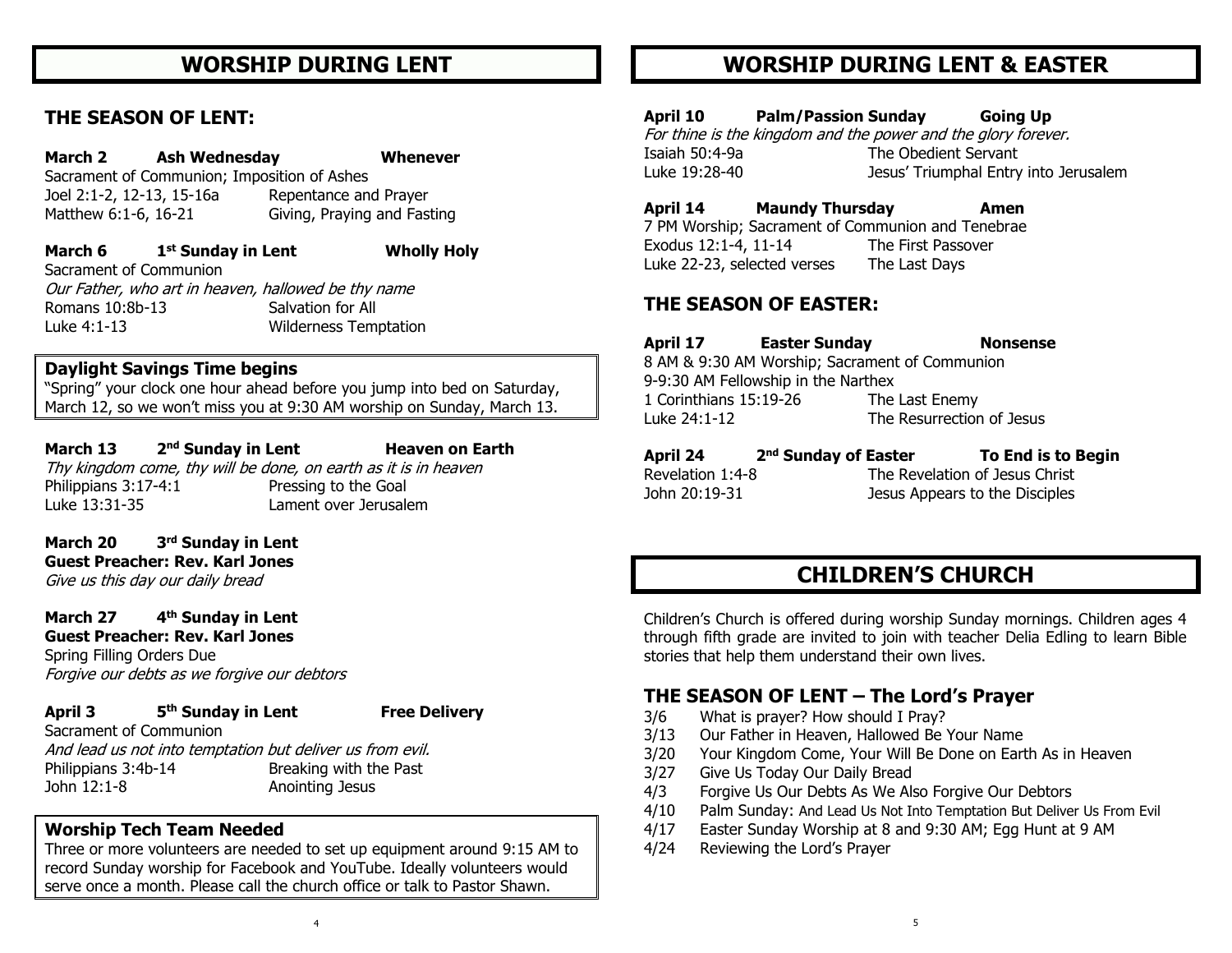# WORSHIP DURING LENT

## THE SEASON OF LENT:

**March 2 Ash Wednesday Whenever**

Sacrament of Communion; Imposition of Ashes

Joel 2:1-2, 12-13, 15-16a Repentance and Prayer

Matthew 6:1-6, 16-21 Giving, Praying and Fasting

**March 6 1st Sunday in Lent Wholly Holy**

Sacrament of Communion

*Our Father, who art in heaven, hallowed be thy name*

Romans 10:8b-13 Salvation for All

Luke 4:1-13 Wilderness Temptation

### Daylight Savings Time begins

"Spring" your clock one hour ahead before you jump into bed on Saturday, March 12, so we won't miss you at 9:30 AM worship on Sunday, March 13.

**March 13 2nd Sunday in Lent Heaven on Earth**

*Thy kingdom come, thy will be done, on earth as it is in heaven*

Philippians 3:17-4:1 Pressing to the Goal

Luke 13:31-35 Lament over Jerusalem

**March 20 3rd Sunday in Lent**

**Guest Preacher: Rev. Karl Jones**

*Give us this day our daily bread*

**March 27 4th Sunday in Lent**

**Guest Preacher: Rev. Karl Jones**

Spring Filling Orders Due

*Forgive our debts as we forgive our debtors*

**April 3 5th Sunday in Lent Free Delivery**

Sacrament of Communion

*And lead us not into temptation but deliver us from evil.*

Philippians 3:4b-14 Breaking with the Past

John 12:1-8 Anointing Jesus

### Worship Tech Team Needed

Three or more volunteers are needed to set up equipment around 9:15 AM to record Sunday worship for Facebook and YouTube. Ideally volunteers would serve once a month. Please call the church office or talk to Pastor Shawn.

# WORSHIP DURING LENT & EASTER

**April 10 Palm/Passion Sunday Going Up**

*For thine is the kingdom and the power and the glory forever.*

Isaiah 50:4-9a The Obedient Servant

Luke 19:28-40 Jesus' Triumphal Entry into Jerusalem

**April 14 Maundy Thursday Amen**

7 PM Worship; Sacrament of Communion and Tenebrae

Exodus 12:1-4, 11-14 The First Passover

Luke 22-23, selected verses The Last Days

## THE SEASON OF EASTER:

**April 17 Easter Sunday Nonsense**

8 AM & 9:30 AM Worship; Sacrament of Communion

9-9:30 AM Fellowship in the Narthex

1 Corinthians 15:19-26 The Last Enemy

Luke 24:1-12 The Resurrection of Jesus

**April 24 2nd Sunday of Easter To End is to Begin**

Revelation 1:4-8 The Revelation of Jesus Christ

John 20:19-31 Jesus Appears to the Disciples

# CHILDREN'S CHURCH

Children's Church is offered during worship Sunday mornings. Children ages 4 through fifth grade are invited to join with teacher Delia Edling to learn Bible stories that help them understand their own lives.

## THE SEASON OF LENT – The Lord's Prayer

- 3/6 What is prayer? How should I Pray?
- 3/13 Our Father in Heaven, Hallowed Be Your Name
- 3/20 Your Kingdom Come, Your Will Be Done on Earth As in Heaven
- 3/27 Give Us Today Our Daily Bread
- 4/3 Forgive Us Our Debts As We Also Forgive Our Debtors
- 4/10 Palm Sunday: And Lead Us Not Into Temptation But Deliver Us From Evil
- 4/17 Easter Sunday Worship at 8 and 9:30 AM; Egg Hunt at 9 AM
- 4/24 Reviewing the Lord's Prayer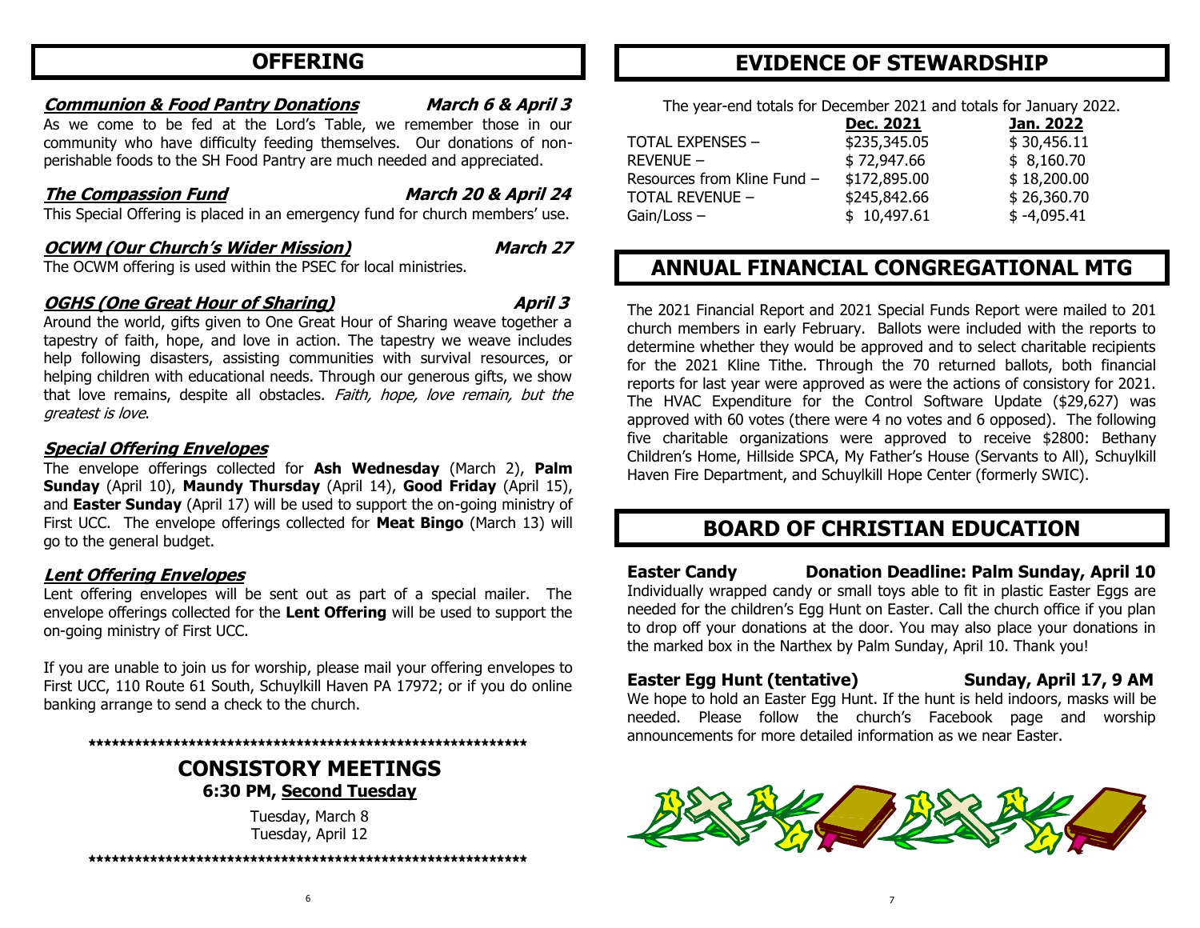## OFFERING

### ***Communion & Food Pantry Donations*** — ***March 6 & April 3***

As we come to be fed at the Lord's Table, we remember those in our community who have difficulty feeding themselves. Our donations of non-perishable foods to the SH Food Pantry are much needed and appreciated.

### ***The Compassion Fund*** — ***March 20 & April 24***

This Special Offering is placed in an emergency fund for church members' use.

### ***OCWM (Our Church's Wider Mission)*** — ***March 27***

The OCWM offering is used within the PSEC for local ministries.

### ***OGHS (One Great Hour of Sharing)*** — ***April 3***

Around the world, gifts given to One Great Hour of Sharing weave together a tapestry of faith, hope, and love in action. The tapestry we weave includes help following disasters, assisting communities with survival resources, or helping children with educational needs. Through our generous gifts, we show that love remains, despite all obstacles. *Faith, hope, love remain, but the greatest is love*.

### ***Special Offering Envelopes***

The envelope offerings collected for **Ash Wednesday** (March 2), **Palm Sunday** (April 10), **Maundy Thursday** (April 14), **Good Friday** (April 15), and **Easter Sunday** (April 17) will be used to support the on-going ministry of First UCC. The envelope offerings collected for **Meat Bingo** (March 13) will go to the general budget.

### ***Lent Offering Envelopes***

Lent offering envelopes will be sent out as part of a special mailer. The envelope offerings collected for the **Lent Offering** will be used to support the on-going ministry of First UCC.

If you are unable to join us for worship, please mail your offering envelopes to First UCC, 110 Route 61 South, Schuylkill Haven PA 17972; or if you do online banking arrange to send a check to the church.

*************************************************************

## CONSISTORY MEETINGS

**6:30 PM, Second Tuesday**

Tuesday, March 8
Tuesday, April 12

*************************************************************

## EVIDENCE OF STEWARDSHIP

The year-end totals for December 2021 and totals for January 2022.

| | **Dec. 2021** | **Jan. 2022** |
|---|---|---|
| TOTAL EXPENSES – | $235,345.05 | $ 30,456.11 |
| REVENUE – | $ 72,947.66 | $ 8,160.70 |
| Resources from Kline Fund – | $172,895.00 | $ 18,200.00 |
| TOTAL REVENUE – | $245,842.66 | $ 26,360.70 |
| Gain/Loss – | $ 10,497.61 | $ -4,095.41 |

## ANNUAL FINANCIAL CONGREGATIONAL MTG

The 2021 Financial Report and 2021 Special Funds Report were mailed to 201 church members in early February. Ballots were included with the reports to determine whether they would be approved and to select charitable recipients for the 2021 Kline Tithe. Through the 70 returned ballots, both financial reports for last year were approved as were the actions of consistory for 2021. The HVAC Expenditure for the Control Software Update ($29,627) was approved with 60 votes (there were 4 no votes and 6 opposed). The following five charitable organizations were approved to receive $2800: Bethany Children's Home, Hillside SPCA, My Father's House (Servants to All), Schuylkill Haven Fire Department, and Schuylkill Hope Center (formerly SWIC).

## BOARD OF CHRISTIAN EDUCATION

### **Easter Candy** — **Donation Deadline: Palm Sunday, April 10**

Individually wrapped candy or small toys able to fit in plastic Easter Eggs are needed for the children's Egg Hunt on Easter. Call the church office if you plan to drop off your donations at the door. You may also place your donations in the marked box in the Narthex by Palm Sunday, April 10. Thank you!

### **Easter Egg Hunt (tentative)** — **Sunday, April 17, 9 AM**

We hope to hold an Easter Egg Hunt. If the hunt is held indoors, masks will be needed. Please follow the church's Facebook page and worship announcements for more detailed information as we near Easter.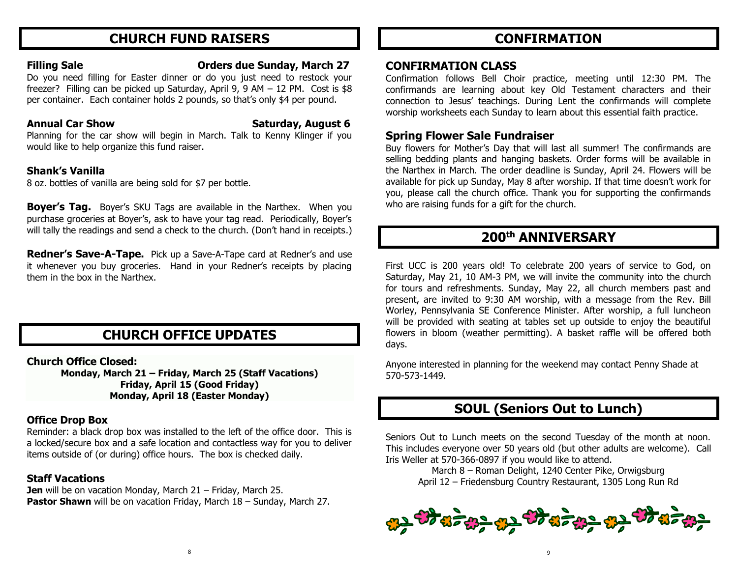# CHURCH FUND RAISERS

**Filling Sale** **Orders due Sunday, March 27**

Do you need filling for Easter dinner or do you just need to restock your freezer? Filling can be picked up Saturday, April 9, 9 AM – 12 PM. Cost is $8 per container. Each container holds 2 pounds, so that's only $4 per pound.

**Annual Car Show** **Saturday, August 6**

Planning for the car show will begin in March. Talk to Kenny Klinger if you would like to help organize this fund raiser.

**Shank's Vanilla**

8 oz. bottles of vanilla are being sold for $7 per bottle.

**Boyer's Tag.** Boyer's SKU Tags are available in the Narthex. When you purchase groceries at Boyer's, ask to have your tag read. Periodically, Boyer's will tally the readings and send a check to the church. (Don't hand in receipts.)

**Redner's Save-A-Tape.** Pick up a Save-A-Tape card at Redner's and use it whenever you buy groceries. Hand in your Redner's receipts by placing them in the box in the Narthex.

# CHURCH OFFICE UPDATES

**Church Office Closed:**

**Monday, March 21 – Friday, March 25 (Staff Vacations)**
**Friday, April 15 (Good Friday)**
**Monday, April 18 (Easter Monday)**

**Office Drop Box**

Reminder: a black drop box was installed to the left of the office door. This is a locked/secure box and a safe location and contactless way for you to deliver items outside of (or during) office hours. The box is checked daily.

**Staff Vacations**

**Jen** will be on vacation Monday, March 21 – Friday, March 25.
**Pastor Shawn** will be on vacation Friday, March 18 – Sunday, March 27.

# CONFIRMATION

## CONFIRMATION CLASS

Confirmation follows Bell Choir practice, meeting until 12:30 PM. The confirmands are learning about key Old Testament characters and their connection to Jesus' teachings. During Lent the confirmands will complete worship worksheets each Sunday to learn about this essential faith practice.

## Spring Flower Sale Fundraiser

Buy flowers for Mother's Day that will last all summer! The confirmands are selling bedding plants and hanging baskets. Order forms will be available in the Narthex in March. The order deadline is Sunday, April 24. Flowers will be available for pick up Sunday, May 8 after worship. If that time doesn't work for you, please call the church office. Thank you for supporting the confirmands who are raising funds for a gift for the church.

# 200th ANNIVERSARY

First UCC is 200 years old! To celebrate 200 years of service to God, on Saturday, May 21, 10 AM-3 PM, we will invite the community into the church for tours and refreshments. Sunday, May 22, all church members past and present, are invited to 9:30 AM worship, with a message from the Rev. Bill Worley, Pennsylvania SE Conference Minister. After worship, a full luncheon will be provided with seating at tables set up outside to enjoy the beautiful flowers in bloom (weather permitting). A basket raffle will be offered both days.

Anyone interested in planning for the weekend may contact Penny Shade at 570-573-1449.

# SOUL (Seniors Out to Lunch)

Seniors Out to Lunch meets on the second Tuesday of the month at noon. This includes everyone over 50 years old (but other adults are welcome). Call Iris Weller at 570-366-0897 if you would like to attend.

March 8 – Roman Delight, 1240 Center Pike, Orwigsburg
April 12 – Friedensburg Country Restaurant, 1305 Long Run Rd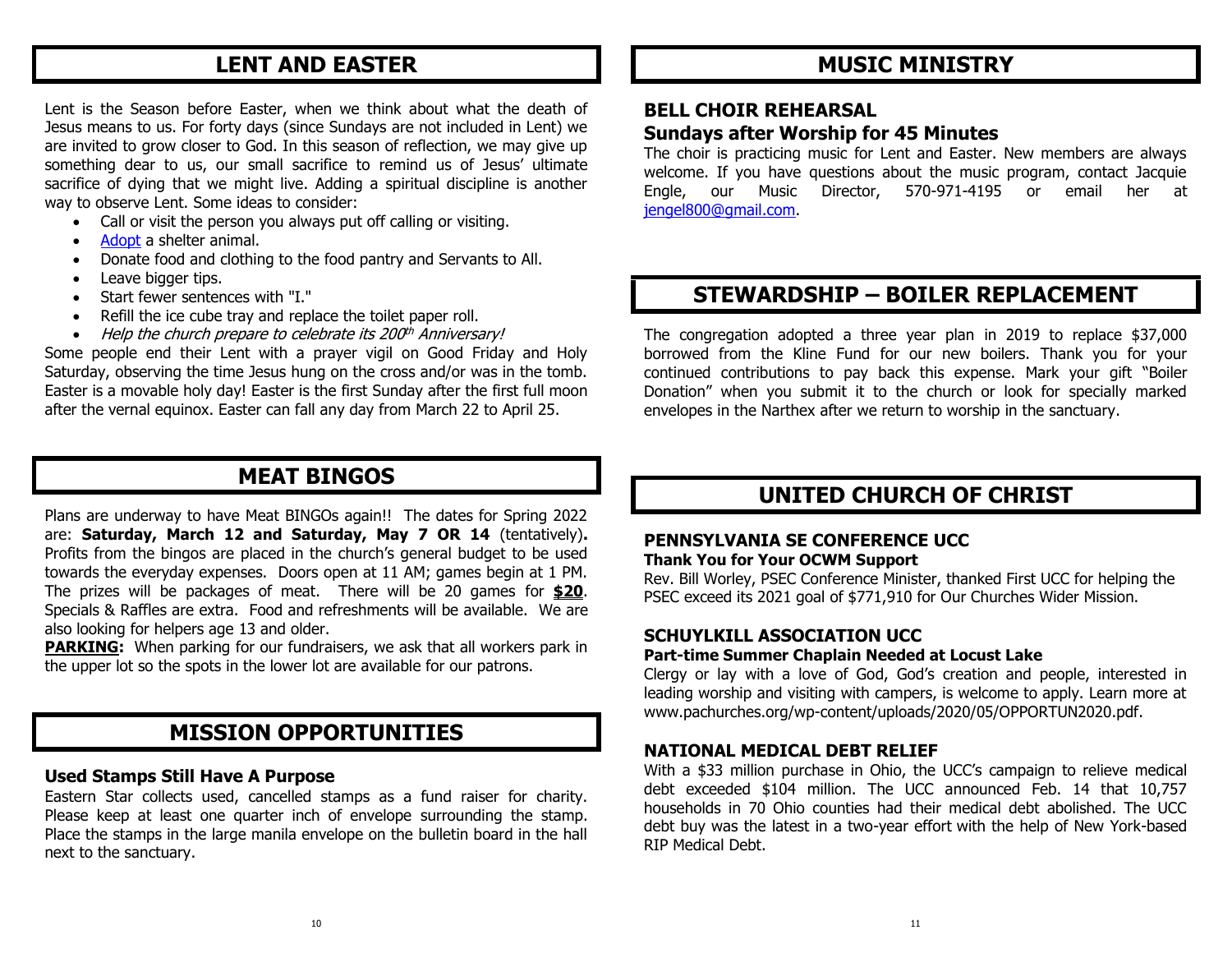## LENT AND EASTER

Lent is the Season before Easter, when we think about what the death of Jesus means to us. For forty days (since Sundays are not included in Lent) we are invited to grow closer to God. In this season of reflection, we may give up something dear to us, our small sacrifice to remind us of Jesus' ultimate sacrifice of dying that we might live. Adding a spiritual discipline is another way to observe Lent. Some ideas to consider:

- Call or visit the person you always put off calling or visiting.
- Adopt a shelter animal.
- Donate food and clothing to the food pantry and Servants to All.
- Leave bigger tips.
- Start fewer sentences with "I."
- Refill the ice cube tray and replace the toilet paper roll.
- *Help the church prepare to celebrate its 200th Anniversary!*

Some people end their Lent with a prayer vigil on Good Friday and Holy Saturday, observing the time Jesus hung on the cross and/or was in the tomb. Easter is a movable holy day! Easter is the first Sunday after the first full moon after the vernal equinox. Easter can fall any day from March 22 to April 25.

## MEAT BINGOS

Plans are underway to have Meat BINGOs again!! The dates for Spring 2022 are: **Saturday, March 12 and Saturday, May 7 OR 14** (tentatively)**.** Profits from the bingos are placed in the church's general budget to be used towards the everyday expenses. Doors open at 11 AM; games begin at 1 PM. The prizes will be packages of meat. There will be 20 games for **$20**. Specials & Raffles are extra. Food and refreshments will be available. We are also looking for helpers age 13 and older.

**PARKING:** When parking for our fundraisers, we ask that all workers park in the upper lot so the spots in the lower lot are available for our patrons.

## MISSION OPPORTUNITIES

### Used Stamps Still Have A Purpose

Eastern Star collects used, cancelled stamps as a fund raiser for charity. Please keep at least one quarter inch of envelope surrounding the stamp. Place the stamps in the large manila envelope on the bulletin board in the hall next to the sanctuary.

## MUSIC MINISTRY

### BELL CHOIR REHEARSAL
### Sundays after Worship for 45 Minutes

The choir is practicing music for Lent and Easter. New members are always welcome. If you have questions about the music program, contact Jacquie Engle, our Music Director, 570-971-4195 or email her at jengel800@gmail.com.

## STEWARDSHIP – BOILER REPLACEMENT

The congregation adopted a three year plan in 2019 to replace $37,000 borrowed from the Kline Fund for our new boilers. Thank you for your continued contributions to pay back this expense. Mark your gift "Boiler Donation" when you submit it to the church or look for specially marked envelopes in the Narthex after we return to worship in the sanctuary.

## UNITED CHURCH OF CHRIST

### PENNSYLVANIA SE CONFERENCE UCC

**Thank You for Your OCWM Support**

Rev. Bill Worley, PSEC Conference Minister, thanked First UCC for helping the PSEC exceed its 2021 goal of $771,910 for Our Churches Wider Mission.

### SCHUYLKILL ASSOCIATION UCC

**Part-time Summer Chaplain Needed at Locust Lake**

Clergy or lay with a love of God, God's creation and people, interested in leading worship and visiting with campers, is welcome to apply. Learn more at www.pachurches.org/wp-content/uploads/2020/05/OPPORTUN2020.pdf.

### NATIONAL MEDICAL DEBT RELIEF

With a $33 million purchase in Ohio, the UCC's campaign to relieve medical debt exceeded $104 million. The UCC announced Feb. 14 that 10,757 households in 70 Ohio counties had their medical debt abolished. The UCC debt buy was the latest in a two-year effort with the help of New York-based RIP Medical Debt.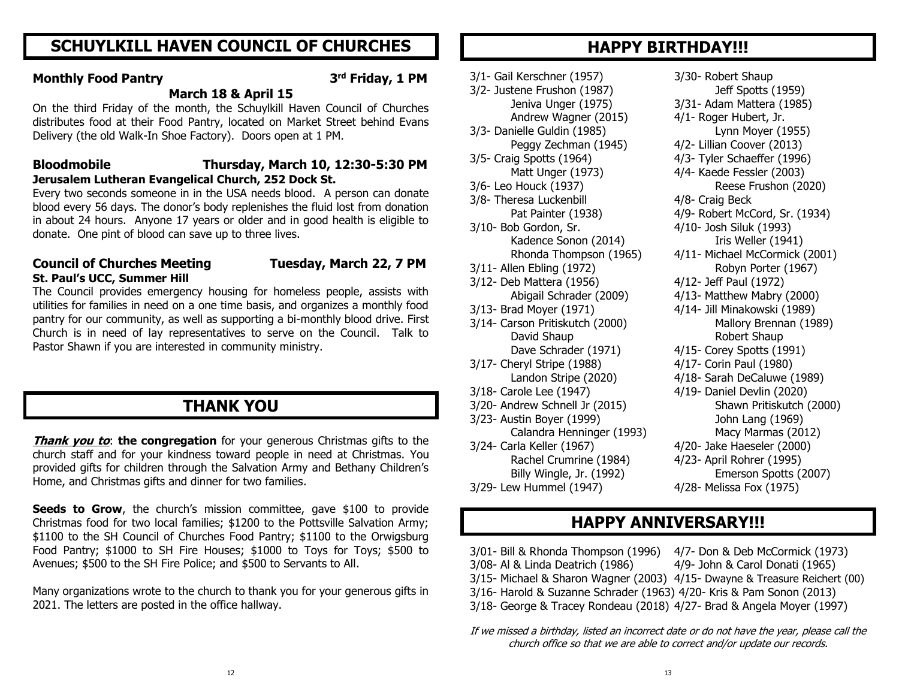## SCHUYLKILL HAVEN COUNCIL OF CHURCHES

**Monthly Food Pantry** **3rd Friday, 1 PM**

**March 18 & April 15**

On the third Friday of the month, the Schuylkill Haven Council of Churches distributes food at their Food Pantry, located on Market Street behind Evans Delivery (the old Walk-In Shoe Factory). Doors open at 1 PM.

**Bloodmobile** **Thursday, March 10, 12:30-5:30 PM**

**Jerusalem Lutheran Evangelical Church, 252 Dock St.**

Every two seconds someone in in the USA needs blood. A person can donate blood every 56 days. The donor's body replenishes the fluid lost from donation in about 24 hours. Anyone 17 years or older and in good health is eligible to donate. One pint of blood can save up to three lives.

**Council of Churches Meeting** **Tuesday, March 22, 7 PM**

**St. Paul's UCC, Summer Hill**

The Council provides emergency housing for homeless people, assists with utilities for families in need on a one time basis, and organizes a monthly food pantry for our community, as well as supporting a bi-monthly blood drive. First Church is in need of lay representatives to serve on the Council. Talk to Pastor Shawn if you are interested in community ministry.

## THANK YOU

***Thank you to***: **the congregation** for your generous Christmas gifts to the church staff and for your kindness toward people in need at Christmas. You provided gifts for children through the Salvation Army and Bethany Children's Home, and Christmas gifts and dinner for two families.

**Seeds to Grow**, the church's mission committee, gave $100 to provide Christmas food for two local families; $1200 to the Pottsville Salvation Army; $1100 to the SH Council of Churches Food Pantry; $1100 to the Orwigsburg Food Pantry; $1000 to SH Fire Houses; $1000 to Toys for Toys; $500 to Avenues; $500 to the SH Fire Police; and $500 to Servants to All.

Many organizations wrote to the church to thank you for your generous gifts in 2021. The letters are posted in the office hallway.

## HAPPY BIRTHDAY!!!

3/1- Gail Kerschner (1957)
3/2- Justene Frushon (1987)
Jeniva Unger (1975)
Andrew Wagner (2015)
3/3- Danielle Guldin (1985)
Peggy Zechman (1945)
3/5- Craig Spotts (1964)
Matt Unger (1973)
3/6- Leo Houck (1937)
3/8- Theresa Luckenbill
Pat Painter (1938)
3/10- Bob Gordon, Sr.
Kadence Sonon (2014)
Rhonda Thompson (1965)
3/11- Allen Ebling (1972)
3/12- Deb Mattera (1956)
Abigail Schrader (2009)
3/13- Brad Moyer (1971)
3/14- Carson Pritiskutch (2000)
David Shaup
Dave Schrader (1971)
3/17- Cheryl Stripe (1988)
Landon Stripe (2020)
3/18- Carole Lee (1947)
3/20- Andrew Schnell Jr (2015)
3/23- Austin Boyer (1999)
Calandra Henninger (1993)
3/24- Carla Keller (1967)
Rachel Crumrine (1984)
Billy Wingle, Jr. (1992)
3/29- Lew Hummel (1947)
3/30- Robert Shaup
Jeff Spotts (1959)
3/31- Adam Mattera (1985)
4/1- Roger Hubert, Jr.
Lynn Moyer (1955)
4/2- Lillian Coover (2013)
4/3- Tyler Schaeffer (1996)
4/4- Kaede Fessler (2003)
Reese Frushon (2020)
4/8- Craig Beck
4/9- Robert McCord, Sr. (1934)
4/10- Josh Siluk (1993)
Iris Weller (1941)
4/11- Michael McCormick (2001)
Robyn Porter (1967)
4/12- Jeff Paul (1972)
4/13- Matthew Mabry (2000)
4/14- Jill Minakowski (1989)
Mallory Brennan (1989)
Robert Shaup
4/15- Corey Spotts (1991)
4/17- Corin Paul (1980)
4/18- Sarah DeCaluwe (1989)
4/19- Daniel Devlin (2020)
Shawn Pritiskutch (2000)
John Lang (1969)
Macy Marmas (2012)
4/20- Jake Haeseler (2000)
4/23- April Rohrer (1995)
Emerson Spotts (2007)
4/28- Melissa Fox (1975)

## HAPPY ANNIVERSARY!!!

3/01- Bill & Rhonda Thompson (1996)
3/08- Al & Linda Deatrich (1986)
3/15- Michael & Sharon Wagner (2003)
3/16- Harold & Suzanne Schrader (1963)
3/18- George & Tracey Rondeau (2018)
4/7- Don & Deb McCormick (1973)
4/9- John & Carol Donati (1965)
4/15- Dwayne & Treasure Reichert (00)
4/20- Kris & Pam Sonon (2013)
4/27- Brad & Angela Moyer (1997)

*If we missed a birthday, listed an incorrect date or do not have the year, please call the church office so that we are able to correct and/or update our records.*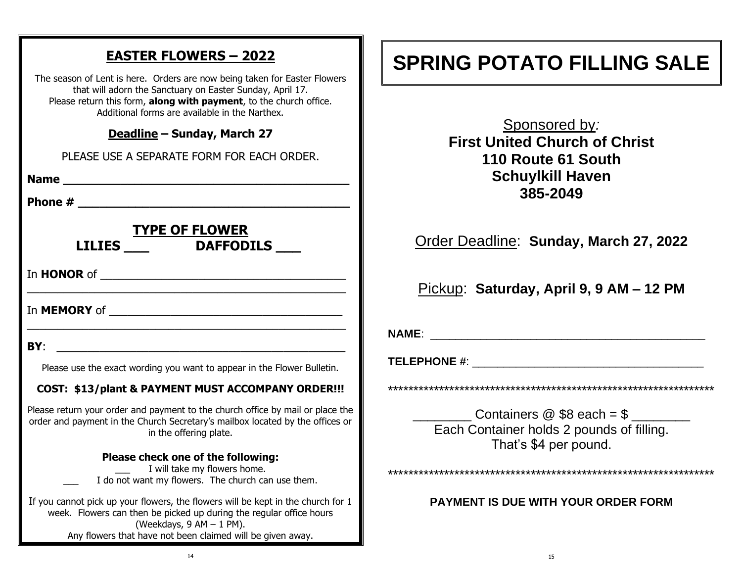## EASTER FLOWERS – 2022

The season of Lent is here. Orders are now being taken for Easter Flowers that will adorn the Sanctuary on Easter Sunday, April 17. Please return this form, **along with payment**, to the church office. Additional forms are available in the Narthex.

**Deadline – Sunday, March 27**

PLEASE USE A SEPARATE FORM FOR EACH ORDER.

**Name** ___________________________________________

**Phone #** ________________________________________

### TYPE OF FLOWER

**LILIES ___ DAFFODILS ___**

In **HONOR** of ________________________________________

______________________________________________________

In **MEMORY** of ______________________________________

______________________________________________________

**BY**: ________________________________________________

Please use the exact wording you want to appear in the Flower Bulletin.

**COST: $13/plant & PAYMENT MUST ACCOMPANY ORDER!!!**

Please return your order and payment to the church office by mail or place the order and payment in the Church Secretary's mailbox located by the offices or in the offering plate.

**Please check one of the following:**

___ I will take my flowers home.

___ I do not want my flowers. The church can use them.

If you cannot pick up your flowers, the flowers will be kept in the church for 1 week. Flowers can then be picked up during the regular office hours (Weekdays, 9 AM – 1 PM).
Any flowers that have not been claimed will be given away.

# SPRING POTATO FILLING SALE

Sponsored by:
**First United Church of Christ**
**110 Route 61 South**
**Schuylkill Haven**
**385-2049**

Order Deadline: **Sunday, March 27, 2022**

Pickup: **Saturday, April 9, 9 AM – 12 PM**

**NAME**: ____________________________________________

**TELEPHONE #**: ______________________________________

*****************************************************************

________ Containers @ $8 each = $ ________
Each Container holds 2 pounds of filling.
That's $4 per pound.

*****************************************************************

**PAYMENT IS DUE WITH YOUR ORDER FORM**